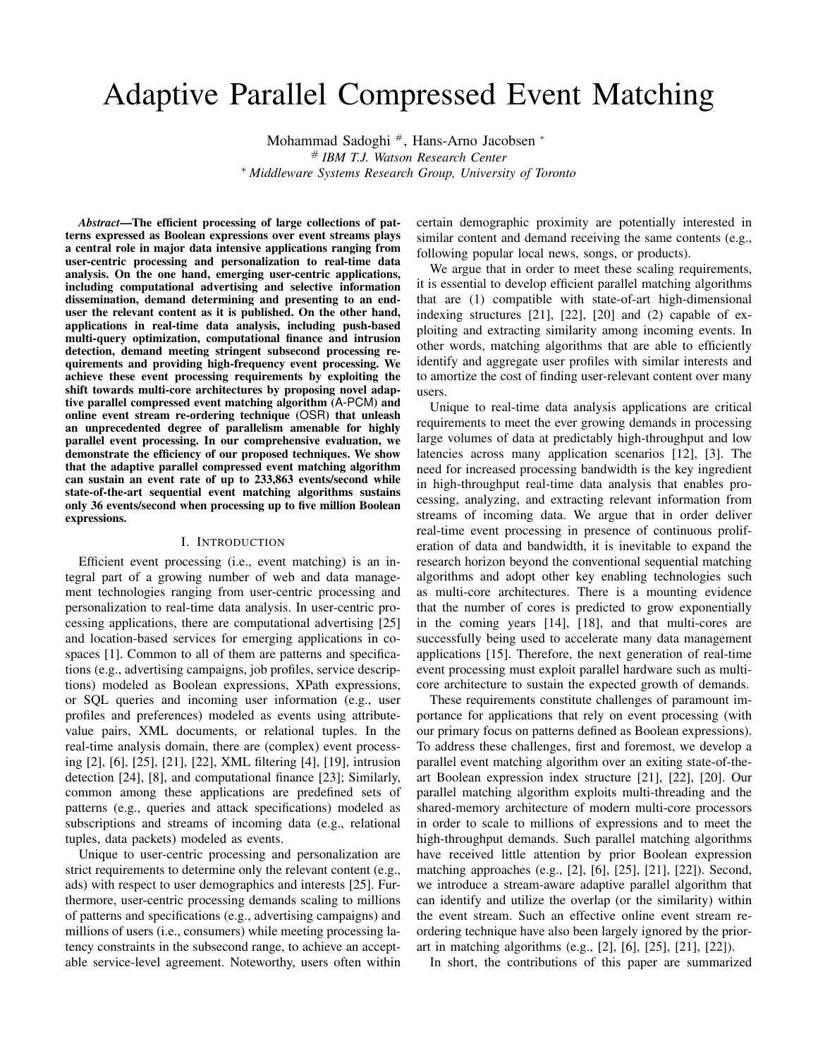# Adaptive Parallel Compressed Event Matching

Mohammad Sadoghi #, Hans-Arno Jacobsen *

# *IBM T.J. Watson Research Center*

* *Middleware Systems Research Group, University of Toronto*

***Abstract*—The efficient processing of large collections of patterns expressed as Boolean expressions over event streams plays a central role in major data intensive applications ranging from user-centric processing and personalization to real-time data analysis. On the one hand, emerging user-centric applications, including computational advertising and selective information dissemination, demand determining and presenting to an end-user the relevant content as it is published. On the other hand, applications in real-time data analysis, including push-based multi-query optimization, computational finance and intrusion detection, demand meeting stringent subsecond processing requirements and providing high-frequency event processing. We achieve these event processing requirements by exploiting the shift towards multi-core architectures by proposing novel adaptive parallel compressed event matching algorithm (A-PCM) and online event stream re-ordering technique (OSR) that unleash an unprecedented degree of parallelism amenable for highly parallel event processing. In our comprehensive evaluation, we demonstrate the efficiency of our proposed techniques. We show that the adaptive parallel compressed event matching algorithm can sustain an event rate of up to 233,863 events/second while state-of-the-art sequential event matching algorithms sustains only 36 events/second when processing up to five million Boolean expressions.**

## I. Introduction

Efficient event processing (i.e., event matching) is an integral part of a growing number of web and data management technologies ranging from user-centric processing and personalization to real-time data analysis. In user-centric processing applications, there are computational advertising [25] and location-based services for emerging applications in co-spaces [1]. Common to all of them are patterns and specifications (e.g., advertising campaigns, job profiles, service descriptions) modeled as Boolean expressions, XPath expressions, or SQL queries and incoming user information (e.g., user profiles and preferences) modeled as events using attribute-value pairs, XML documents, or relational tuples. In the real-time analysis domain, there are (complex) event processing [2], [6], [25], [21], [22], XML filtering [4], [19], intrusion detection [24], [8], and computational finance [23]; Similarly, common among these applications are predefined sets of patterns (e.g., queries and attack specifications) modeled as subscriptions and streams of incoming data (e.g., relational tuples, data packets) modeled as events.

Unique to user-centric processing and personalization are strict requirements to determine only the relevant content (e.g., ads) with respect to user demographics and interests [25]. Furthermore, user-centric processing demands scaling to millions of patterns and specifications (e.g., advertising campaigns) and millions of users (i.e., consumers) while meeting processing latency constraints in the subsecond range, to achieve an acceptable service-level agreement. Noteworthy, users often within certain demographic proximity are potentially interested in similar content and demand receiving the same contents (e.g., following popular local news, songs, or products).

We argue that in order to meet these scaling requirements, it is essential to develop efficient parallel matching algorithms that are (1) compatible with state-of-art high-dimensional indexing structures [21], [22], [20] and (2) capable of exploiting and extracting similarity among incoming events. In other words, matching algorithms that are able to efficiently identify and aggregate user profiles with similar interests and to amortize the cost of finding user-relevant content over many users.

Unique to real-time data analysis applications are critical requirements to meet the ever growing demands in processing large volumes of data at predictably high-throughput and low latencies across many application scenarios [12], [3]. The need for increased processing bandwidth is the key ingredient in high-throughput real-time data analysis that enables processing, analyzing, and extracting relevant information from streams of incoming data. We argue that in order deliver real-time event processing in presence of continuous proliferation of data and bandwidth, it is inevitable to expand the research horizon beyond the conventional sequential matching algorithms and adopt other key enabling technologies such as multi-core architectures. There is a mounting evidence that the number of cores is predicted to grow exponentially in the coming years [14], [18], and that multi-cores are successfully being used to accelerate many data management applications [15]. Therefore, the next generation of real-time event processing must exploit parallel hardware such as multi-core architecture to sustain the expected growth of demands.

These requirements constitute challenges of paramount importance for applications that rely on event processing (with our primary focus on patterns defined as Boolean expressions). To address these challenges, first and foremost, we develop a parallel event matching algorithm over an exiting state-of-the-art Boolean expression index structure [21], [22], [20]. Our parallel matching algorithm exploits multi-threading and the shared-memory architecture of modern multi-core processors in order to scale to millions of expressions and to meet the high-throughput demands. Such parallel matching algorithms have received little attention by prior Boolean expression matching approaches (e.g., [2], [6], [25], [21], [22]). Second, we introduce a stream-aware adaptive parallel algorithm that can identify and utilize the overlap (or the similarity) within the event stream. Such an effective online event stream re-ordering technique have also been largely ignored by the prior-art in matching algorithms (e.g., [2], [6], [25], [21], [22]).

In short, the contributions of this paper are summarized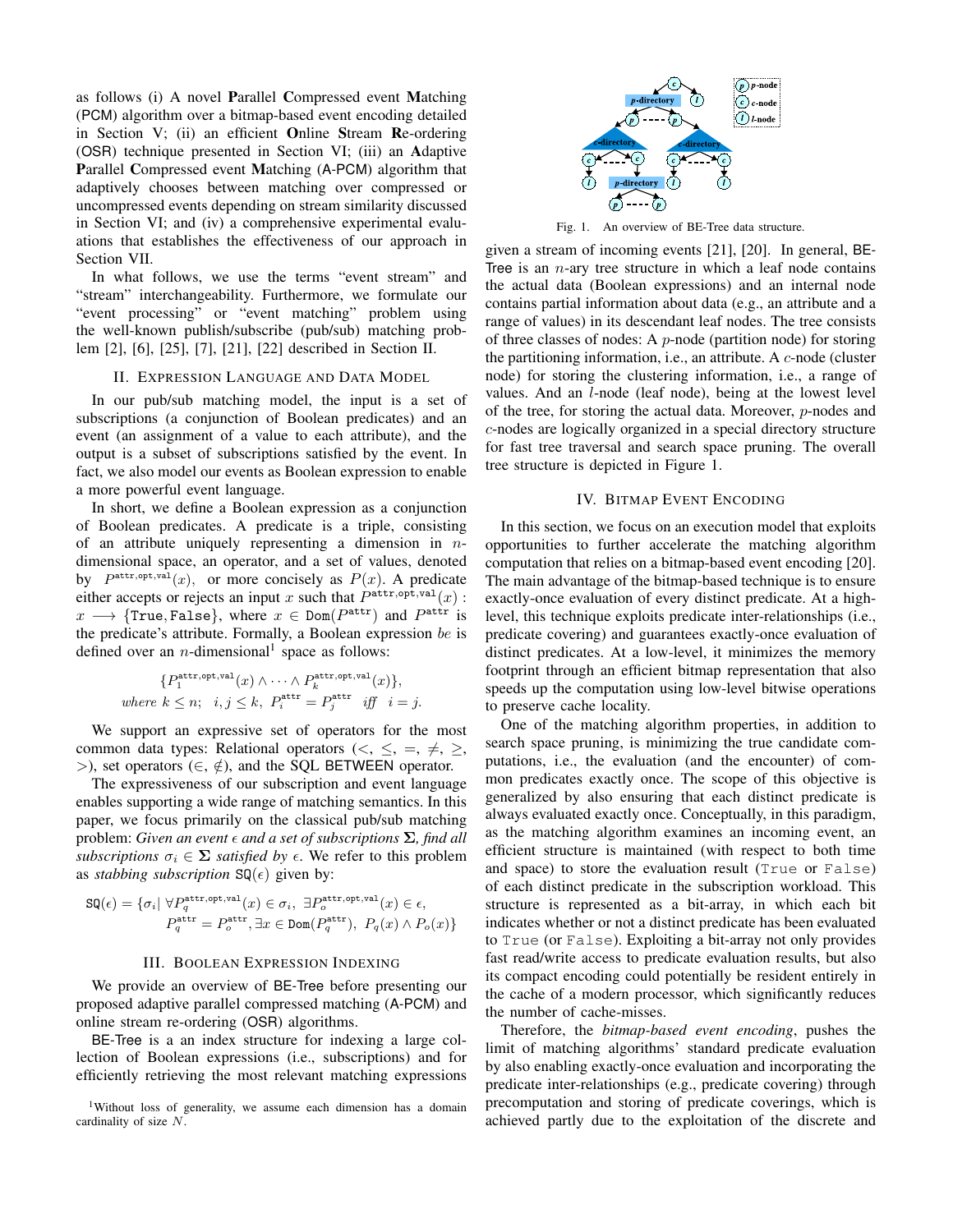as follows (i) A novel **P**arallel **C**ompressed event **M**atching (PCM) algorithm over a bitmap-based event encoding detailed in Section V; (ii) an efficient **O**nline **S**tream **R**e-ordering (OSR) technique presented in Section VI; (iii) an **A**daptive **P**arallel **C**ompressed event **M**atching (A-PCM) algorithm that adaptively chooses between matching over compressed or uncompressed events depending on stream similarity discussed in Section VI; and (iv) a comprehensive experimental evaluations that establishes the effectiveness of our approach in Section VII.

In what follows, we use the terms "event stream" and "stream" interchangeability. Furthermore, we formulate our "event processing" or "event matching" problem using the well-known publish/subscribe (pub/sub) matching problem [2], [6], [25], [7], [21], [22] described in Section II.

## II. Expression Language and Data Model

In our pub/sub matching model, the input is a set of subscriptions (a conjunction of Boolean predicates) and an event (an assignment of a value to each attribute), and the output is a subset of subscriptions satisfied by the event. In fact, we also model our events as Boolean expression to enable a more powerful event language.

In short, we define a Boolean expression as a conjunction of Boolean predicates. A predicate is a triple, consisting of an attribute uniquely representing a dimension in $n$-dimensional space, an operator, and a set of values, denoted by $P^{\texttt{attr},\texttt{opt},\texttt{val}}(x)$, or more concisely as $P(x)$. A predicate either accepts or rejects an input $x$ such that $P^{\texttt{attr},\texttt{opt},\texttt{val}}(x) : x \longrightarrow \{\texttt{True}, \texttt{False}\}$, where $x \in \texttt{Dom}(P^{\texttt{attr}})$ and $P^{\texttt{attr}}$ is the predicate's attribute. Formally, a Boolean expression $be$ is defined over an $n$-dimensional[1] space as follows:

$$\{P_1^{\texttt{attr},\texttt{opt},\texttt{val}}(x) \wedge \cdots \wedge P_k^{\texttt{attr},\texttt{opt},\texttt{val}}(x)\},$$
$$where\ k \leq n; \quad i,j \leq k, \ \ P_i^{\texttt{attr}} = P_j^{\texttt{attr}} \quad iff \quad i = j.$$

We support an expressive set of operators for the most common data types: Relational operators ($<$, $\leq$, $=$, $\neq$, $\geq$, $>$), set operators ($\in$, $\notin$), and the SQL BETWEEN operator.

The expressiveness of our subscription and event language enables supporting a wide range of matching semantics. In this paper, we focus primarily on the classical pub/sub matching problem: *Given an event $\epsilon$ and a set of subscriptions $\mathbf{\Sigma}$, find all subscriptions $\sigma_i \in \mathbf{\Sigma}$ satisfied by $\epsilon$.* We refer to this problem as *stabbing subscription* $\texttt{SQ}(\epsilon)$ given by:

$$\texttt{SQ}(\epsilon) = \{\sigma_i | \ \forall P_q^{\texttt{attr},\texttt{opt},\texttt{val}}(x) \in \sigma_i, \ \exists P_o^{\texttt{attr},\texttt{opt},\texttt{val}}(x) \in \epsilon,$$
$$P_q^{\texttt{attr}} = P_o^{\texttt{attr}}, \exists x \in \texttt{Dom}(P_q^{\texttt{attr}}), \ P_q(x) \wedge P_o(x)\}$$

## III. Boolean Expression Indexing

We provide an overview of BE-Tree before presenting our proposed adaptive parallel compressed matching (A-PCM) and online stream re-ordering (OSR) algorithms.

BE-Tree is a an index structure for indexing a large collection of Boolean expressions (i.e., subscriptions) and for efficiently retrieving the most relevant matching expressions given a stream of incoming events [21], [20]. In general, BE-Tree is an $n$-ary tree structure in which a leaf node contains the actual data (Boolean expressions) and an internal node contains partial information about data (e.g., an attribute and a range of values) in its descendant leaf nodes. The tree consists of three classes of nodes: A $p$-node (partition node) for storing the partitioning information, i.e., an attribute. A $c$-node (cluster node) for storing the clustering information, i.e., a range of values. And an $l$-node (leaf node), being at the lowest level of the tree, for storing the actual data. Moreover, $p$-nodes and $c$-nodes are logically organized in a special directory structure for fast tree traversal and search space pruning. The overall tree structure is depicted in Figure 1.

p-node
c-node
l-node
p-directory
c-directory
c-directory
p-directory

Fig. 1. An overview of BE-Tree data structure.

## IV. Bitmap Event Encoding

In this section, we focus on an execution model that exploits opportunities to further accelerate the matching algorithm computation that relies on a bitmap-based event encoding [20]. The main advantage of the bitmap-based technique is to ensure exactly-once evaluation of every distinct predicate. At a high-level, this technique exploits predicate inter-relationships (i.e., predicate covering) and guarantees exactly-once evaluation of distinct predicates. At a low-level, it minimizes the memory footprint through an efficient bitmap representation that also speeds up the computation using low-level bitwise operations to preserve cache locality.

One of the matching algorithm properties, in addition to search space pruning, is minimizing the true candidate computations, i.e., the evaluation (and the encounter) of common predicates exactly once. The scope of this objective is generalized by also ensuring that each distinct predicate is always evaluated exactly once. Conceptually, in this paradigm, as the matching algorithm examines an incoming event, an efficient structure is maintained (with respect to both time and space) to store the evaluation result (`True` or `False`) of each distinct predicate in the subscription workload. This structure is represented as a bit-array, in which each bit indicates whether or not a distinct predicate has been evaluated to `True` (or `False`). Exploiting a bit-array not only provides fast read/write access to predicate evaluation results, but also its compact encoding could potentially be resident entirely in the cache of a modern processor, which significantly reduces the number of cache-misses.

Therefore, the *bitmap-based event encoding*, pushes the limit of matching algorithms' standard predicate evaluation by also enabling exactly-once evaluation and incorporating the predicate inter-relationships (e.g., predicate covering) through precomputation and storing of predicate coverings, which is achieved partly due to the exploitation of the discrete and

[1] Without loss of generality, we assume each dimension has a domain cardinality of size $N$.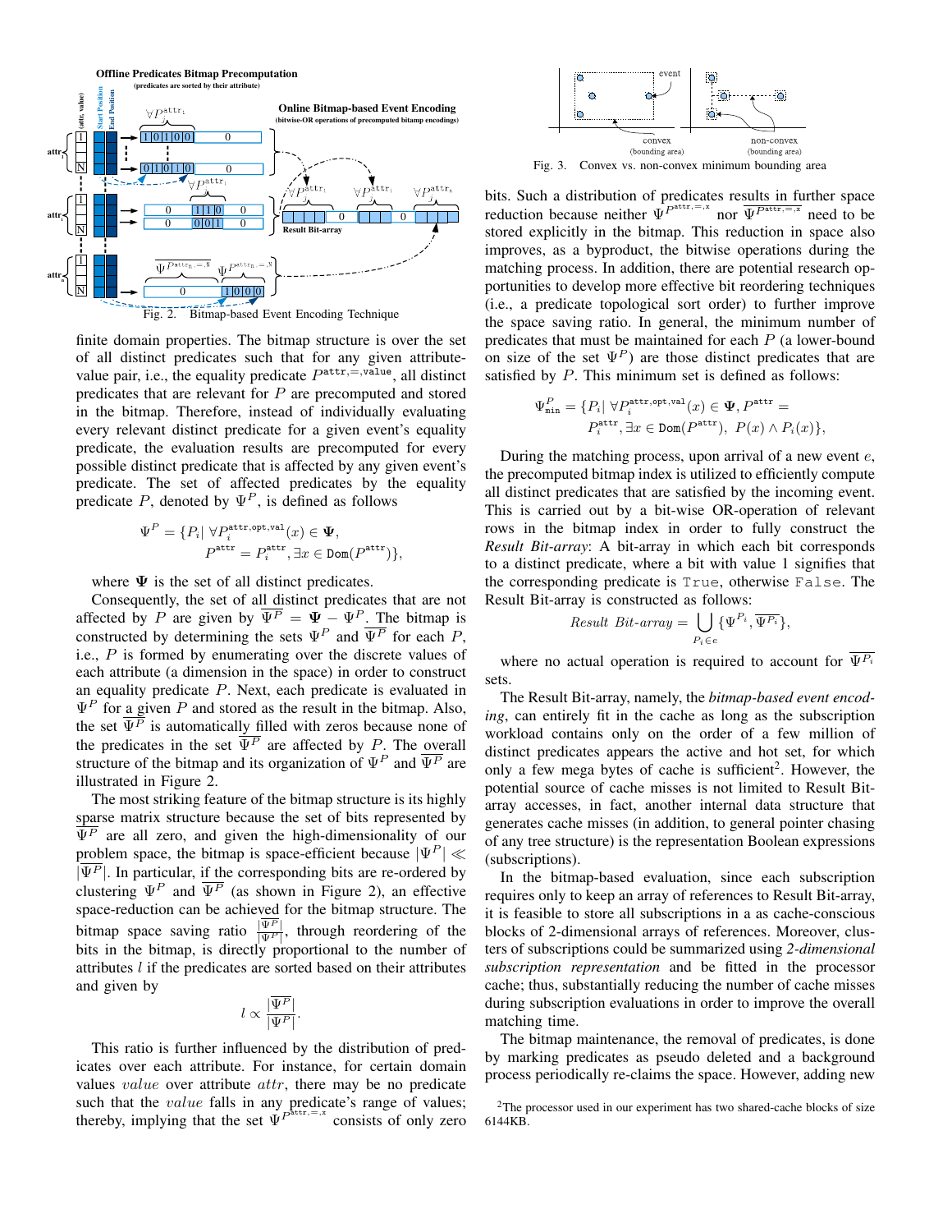Fig. 2. Bitmap-based Event Encoding Technique

Fig. 3. Convex vs. non-convex minimum bounding area

finite domain properties. The bitmap structure is over the set of all distinct predicates such that for any given attribute-value pair, i.e., the equality predicate $P^{\texttt{attr},=,\texttt{value}}$, all distinct predicates that are relevant for $P$ are precomputed and stored in the bitmap. Therefore, instead of individually evaluating every relevant distinct predicate for a given event's equality predicate, the evaluation results are precomputed for every possible distinct predicate that is affected by any given event's predicate. The set of affected predicates by the equality predicate $P$, denoted by $\Psi^P$, is defined as follows

$$\Psi^P = \{P_i | \; \forall P_i^{\texttt{attr},\texttt{opt},\texttt{val}}(x) \in \mathbf{\Psi}, \\ P^{\texttt{attr}} = P_i^{\texttt{attr}}, \exists x \in \texttt{Dom}(P^{\texttt{attr}})\},$$

where $\mathbf{\Psi}$ is the set of all distinct predicates.

Consequently, the set of all distinct predicates that are not affected by $P$ are given by $\overline{\Psi^P} = \mathbf{\Psi} - \Psi^P$. The bitmap is constructed by determining the sets $\Psi^P$ and $\overline{\Psi^P}$ for each $P$, i.e., $P$ is formed by enumerating over the discrete values of each attribute (a dimension in the space) in order to construct an equality predicate $P$. Next, each predicate is evaluated in $\Psi^P$ for a given $P$ and stored as the result in the bitmap. Also, the set $\overline{\Psi^P}$ is automatically filled with zeros because none of the predicates in the set $\overline{\Psi^P}$ are affected by $P$. The overall structure of the bitmap and its organization of $\Psi^P$ and $\overline{\Psi^P}$ are illustrated in Figure 2.

The most striking feature of the bitmap structure is its highly sparse matrix structure because the set of bits represented by $\overline{\Psi^P}$ are all zero, and given the high-dimensionality of our problem space, the bitmap is space-efficient because $|\Psi^P| \ll |\overline{\Psi^P}|$. In particular, if the corresponding bits are re-ordered by clustering $\Psi^P$ and $\overline{\Psi^P}$ (as shown in Figure 2), an effective space-reduction can be achieved for the bitmap structure. The bitmap space saving ratio $\frac{|\overline{\Psi^P}|}{|\Psi^P|}$, through reordering of the bits in the bitmap, is directly proportional to the number of attributes $l$ if the predicates are sorted based on their attributes and given by

$$l \propto \frac{|\overline{\Psi^P}|}{|\Psi^P|}.$$

This ratio is further influenced by the distribution of predicates over each attribute. For instance, for certain domain values $value$ over attribute $attr$, there may be no predicate such that the $value$ falls in any predicate's range of values; thereby, implying that the set $\Psi^{P^{\texttt{attr},=,x}}$ consists of only zero bits. Such a distribution of predicates results in further space reduction because neither $\Psi^{P^{\texttt{attr},=,x}}$ nor $\overline{\Psi^{P^{\texttt{attr},=,x}}}$ need to be stored explicitly in the bitmap. This reduction in space also improves, as a byproduct, the bitwise operations during the matching process. In addition, there are potential research opportunities to develop more effective bit reordering techniques (i.e., a predicate topological sort order) to further improve the space saving ratio. In general, the minimum number of predicates that must be maintained for each $P$ (a lower-bound on size of the set $\Psi^P$) are those distinct predicates that are satisfied by $P$. This minimum set is defined as follows:

$$\Psi^P_{\texttt{min}} = \{P_i | \; \forall P_i^{\texttt{attr},\texttt{opt},\texttt{val}}(x) \in \mathbf{\Psi}, P^{\texttt{attr}} = \\ P_i^{\texttt{attr}}, \exists x \in \texttt{Dom}(P^{\texttt{attr}}), \; P(x) \wedge P_i(x)\},$$

During the matching process, upon arrival of a new event $e$, the precomputed bitmap index is utilized to efficiently compute all distinct predicates that are satisfied by the incoming event. This is carried out by a bit-wise OR-operation of relevant rows in the bitmap index in order to fully construct the *Result Bit-array*: A bit-array in which each bit corresponds to a distinct predicate, where a bit with value 1 signifies that the corresponding predicate is True, otherwise False. The Result Bit-array is constructed as follows:

$$\textit{Result Bit-array} = \bigcup_{P_i \in e} \{\Psi^{P_i}, \overline{\Psi^{P_i}}\},$$

where no actual operation is required to account for $\overline{\Psi^{P_i}}$ sets.

The Result Bit-array, namely, the *bitmap-based event encoding*, can entirely fit in the cache as long as the subscription workload contains only on the order of a few million of distinct predicates appears the active and hot set, for which only a few mega bytes of cache is sufficient[2]. However, the potential source of cache misses is not limited to Result Bit-array accesses, in fact, another internal data structure that generates cache misses (in addition, to general pointer chasing of any tree structure) is the representation Boolean expressions (subscriptions).

In the bitmap-based evaluation, since each subscription requires only to keep an array of references to Result Bit-array, it is feasible to store all subscriptions in a as cache-conscious blocks of 2-dimensional arrays of references. Moreover, clusters of subscriptions could be summarized using *2-dimensional subscription representation* and be fitted in the processor cache; thus, substantially reducing the number of cache misses during subscription evaluations in order to improve the overall matching time.

The bitmap maintenance, the removal of predicates, is done by marking predicates as pseudo deleted and a background process periodically re-claims the space. However, adding new

[2]The processor used in our experiment has two shared-cache blocks of size 6144KB.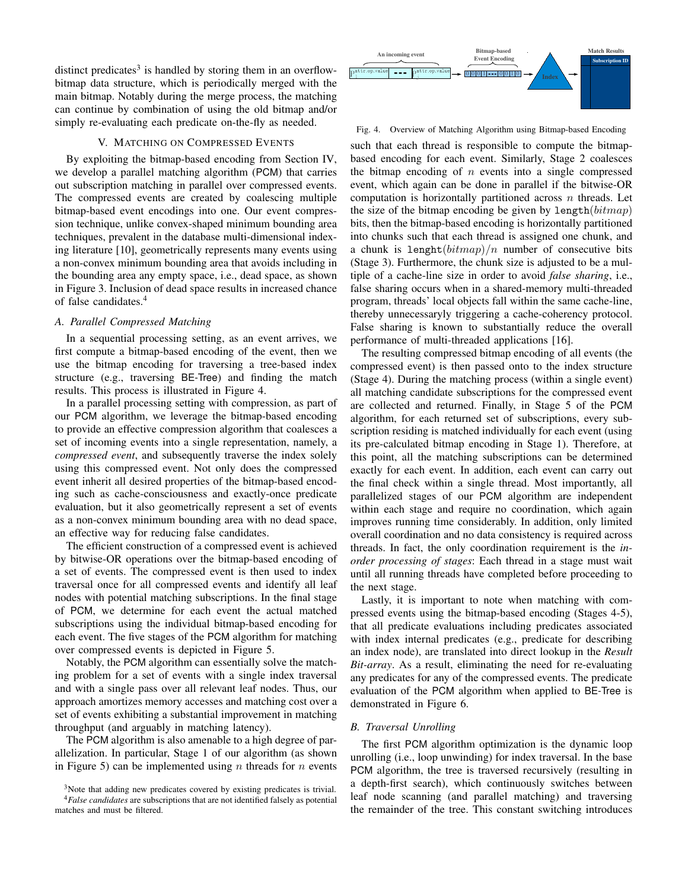distinct predicates[3] is handled by storing them in an overflow-bitmap data structure, which is periodically merged with the main bitmap. Notably during the merge process, the matching can continue by combination of using the old bitmap and/or simply re-evaluating each predicate on-the-fly as needed.

## V. Matching on Compressed Events

By exploiting the bitmap-based encoding from Section IV, we develop a parallel matching algorithm (PCM) that carries out subscription matching in parallel over compressed events. The compressed events are created by coalescing multiple bitmap-based event encodings into one. Our event compression technique, unlike convex-shaped minimum bounding area techniques, prevalent in the database multi-dimensional indexing literature [10], geometrically represents many events using a non-convex minimum bounding area that avoids including in the bounding area any empty space, i.e., dead space, as shown in Figure 3. Inclusion of dead space results in increased chance of false candidates.[4]

### A. Parallel Compressed Matching

In a sequential processing setting, as an event arrives, we first compute a bitmap-based encoding of the event, then we use the bitmap encoding for traversing a tree-based index structure (e.g., traversing BE-Tree) and finding the match results. This process is illustrated in Figure 4.

In a parallel processing setting with compression, as part of our PCM algorithm, we leverage the bitmap-based encoding to provide an effective compression algorithm that coalesces a set of incoming events into a single representation, namely, a *compressed event*, and subsequently traverse the index solely using this compressed event. Not only does the compressed event inherit all desired properties of the bitmap-based encoding such as cache-consciousness and exactly-once predicate evaluation, but it also geometrically represent a set of events as a non-convex minimum bounding area with no dead space, an effective way for reducing false candidates.

The efficient construction of a compressed event is achieved by bitwise-OR operations over the bitmap-based encoding of a set of events. The compressed event is then used to index traversal once for all compressed events and identify all leaf nodes with potential matching subscriptions. In the final stage of PCM, we determine for each event the actual matched subscriptions using the individual bitmap-based encoding for each event. The five stages of the PCM algorithm for matching over compressed events is depicted in Figure 5.

Notably, the PCM algorithm can essentially solve the matching problem for a set of events with a single index traversal and with a single pass over all relevant leaf nodes. Thus, our approach amortizes memory accesses and matching cost over a set of events exhibiting a substantial improvement in matching throughput (and arguably in matching latency).

The PCM algorithm is also amenable to a high degree of parallelization. In particular, Stage 1 of our algorithm (as shown in Figure 5) can be implemented using $n$ threads for $n$ events such that each thread is responsible to compute the bitmap-based encoding for each event. Similarly, Stage 2 coalesces the bitmap encoding of $n$ events into a single compressed event, which again can be done in parallel if the bitwise-OR computation is horizontally partitioned across $n$ threads. Let the size of the bitmap encoding be given by $\texttt{length}(bitmap)$ bits, then the bitmap-based encoding is horizontally partitioned into chunks such that each thread is assigned one chunk, and a chunk is $\texttt{lenght}(bitmap)/n$ number of consecutive bits (Stage 3). Furthermore, the chunk size is adjusted to be a multiple of a cache-line size in order to avoid *false sharing*, i.e., false sharing occurs when in a shared-memory multi-threaded program, threads' local objects fall within the same cache-line, thereby unnecessaryly triggering a cache-coherency protocol. False sharing is known to substantially reduce the overall performance of multi-threaded applications [16].

An incoming event

$P^{attr,op,value}$ --- $P^{attr,op,value}$

Bitmap-based Event Encoding

0 0 0 1 --- 0 0 1 0

Index

Match Results

Subscription ID

Fig. 4. Overview of Matching Algorithm using Bitmap-based Encoding

The resulting compressed bitmap encoding of all events (the compressed event) is then passed onto to the index structure (Stage 4). During the matching process (within a single event) all matching candidate subscriptions for the compressed event are collected and returned. Finally, in Stage 5 of the PCM algorithm, for each returned set of subscriptions, every subscription residing is matched individually for each event (using its pre-calculated bitmap encoding in Stage 1). Therefore, at this point, all the matching subscriptions can be determined exactly for each event. In addition, each event can carry out the final check within a single thread. Most importantly, all parallelized stages of our PCM algorithm are independent within each stage and require no coordination, which again improves running time considerably. In addition, only limited overall coordination and no data consistency is required across threads. In fact, the only coordination requirement is the *in-order processing of stages*: Each thread in a stage must wait until all running threads have completed before proceeding to the next stage.

Lastly, it is important to note when matching with compressed events using the bitmap-based encoding (Stages 4-5), that all predicate evaluations including predicates associated with index internal predicates (e.g., predicate for describing an index node), are translated into direct lookup in the ***Result Bit-array***. As a result, eliminating the need for re-evaluating any predicates for any of the compressed events. The predicate evaluation of the PCM algorithm when applied to BE-Tree is demonstrated in Figure 6.

### B. Traversal Unrolling

The first PCM algorithm optimization is the dynamic loop unrolling (i.e., loop unwinding) for index traversal. In the base PCM algorithm, the tree is traversed recursively (resulting in a depth-first search), which continuously switches between leaf node scanning (and parallel matching) and traversing the remainder of the tree. This constant switching introduces

[3]Note that adding new predicates covered by existing predicates is trivial.

[4]*False candidates* are subscriptions that are not identified falsely as potential matches and must be filtered.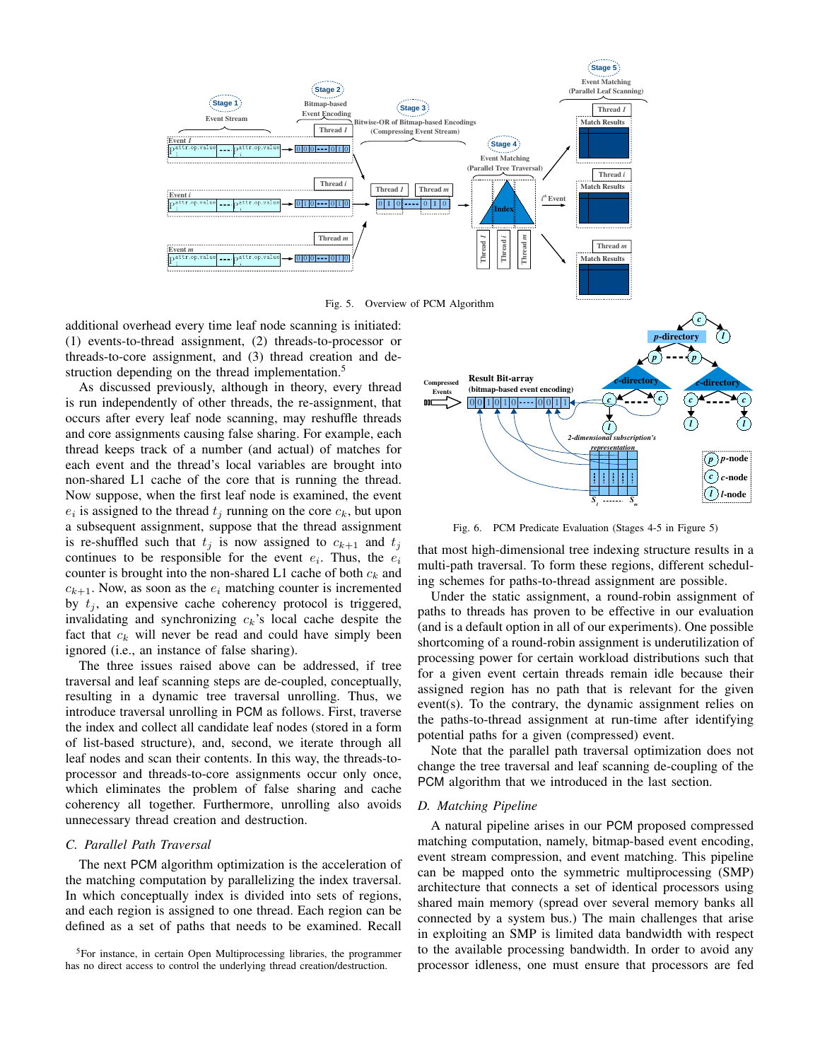Fig. 5. Overview of PCM Algorithm

additional overhead every time leaf node scanning is initiated: (1) events-to-thread assignment, (2) threads-to-processor or threads-to-core assignment, and (3) thread creation and destruction depending on the thread implementation.[5]

As discussed previously, although in theory, every thread is run independently of other threads, the re-assignment, that occurs after every leaf node scanning, may reshuffle threads and core assignments causing false sharing. For example, each thread keeps track of a number (and actual) of matches for each event and the thread's local variables are brought into non-shared L1 cache of the core that is running the thread. Now suppose, when the first leaf node is examined, the event $e_i$ is assigned to the thread $t_j$ running on the core $c_k$, but upon a subsequent assignment, suppose that the thread assignment is re-shuffled such that $t_j$ is now assigned to $c_{k+1}$ and $t_j$ continues to be responsible for the event $e_i$. Thus, the $e_i$ counter is brought into the non-shared L1 cache of both $c_k$ and $c_{k+1}$. Now, as soon as the $e_i$ matching counter is incremented by $t_j$, an expensive cache coherency protocol is triggered, invalidating and synchronizing $c_k$'s local cache despite the fact that $c_k$ will never be read and could have simply been ignored (i.e., an instance of false sharing).

The three issues raised above can be addressed, if tree traversal and leaf scanning steps are de-coupled, conceptually, resulting in a dynamic tree traversal unrolling. Thus, we introduce traversal unrolling in PCM as follows. First, traverse the index and collect all candidate leaf nodes (stored in a form of list-based structure), and, second, we iterate through all leaf nodes and scan their contents. In this way, the threads-to-processor and threads-to-core assignments occur only once, which eliminates the problem of false sharing and cache coherency all together. Furthermore, unrolling also avoids unnecessary thread creation and destruction.

### C. Parallel Path Traversal

The next PCM algorithm optimization is the acceleration of the matching computation by parallelizing the index traversal. In which conceptually index is divided into sets of regions, and each region is assigned to one thread. Each region can be defined as a set of paths that needs to be examined. Recall that most high-dimensional tree indexing structure results in a multi-path traversal. To form these regions, different scheduling schemes for paths-to-thread assignment are possible.

Under the static assignment, a round-robin assignment of paths to threads has proven to be effective in our evaluation (and is a default option in all of our experiments). One possible shortcoming of a round-robin assignment is underutilization of processing power for certain workload distributions such that for a given event certain threads remain idle because their assigned region has no path that is relevant for the given event(s). To the contrary, the dynamic assignment relies on the paths-to-thread assignment at run-time after identifying potential paths for a given (compressed) event.

Note that the parallel path traversal optimization does not change the tree traversal and leaf scanning de-coupling of the PCM algorithm that we introduced in the last section.

Fig. 6. PCM Predicate Evaluation (Stages 4-5 in Figure 5)

### D. Matching Pipeline

A natural pipeline arises in our PCM proposed compressed matching computation, namely, bitmap-based event encoding, event stream compression, and event matching. This pipeline can be mapped onto the symmetric multiprocessing (SMP) architecture that connects a set of identical processors using shared main memory (spread over several memory banks all connected by a system bus.) The main challenges that arise in exploiting an SMP is limited data bandwidth with respect to the available processing bandwidth. In order to avoid any processor idleness, one must ensure that processors are fed

[5]For instance, in certain Open Multiprocessing libraries, the programmer has no direct access to control the underlying thread creation/destruction.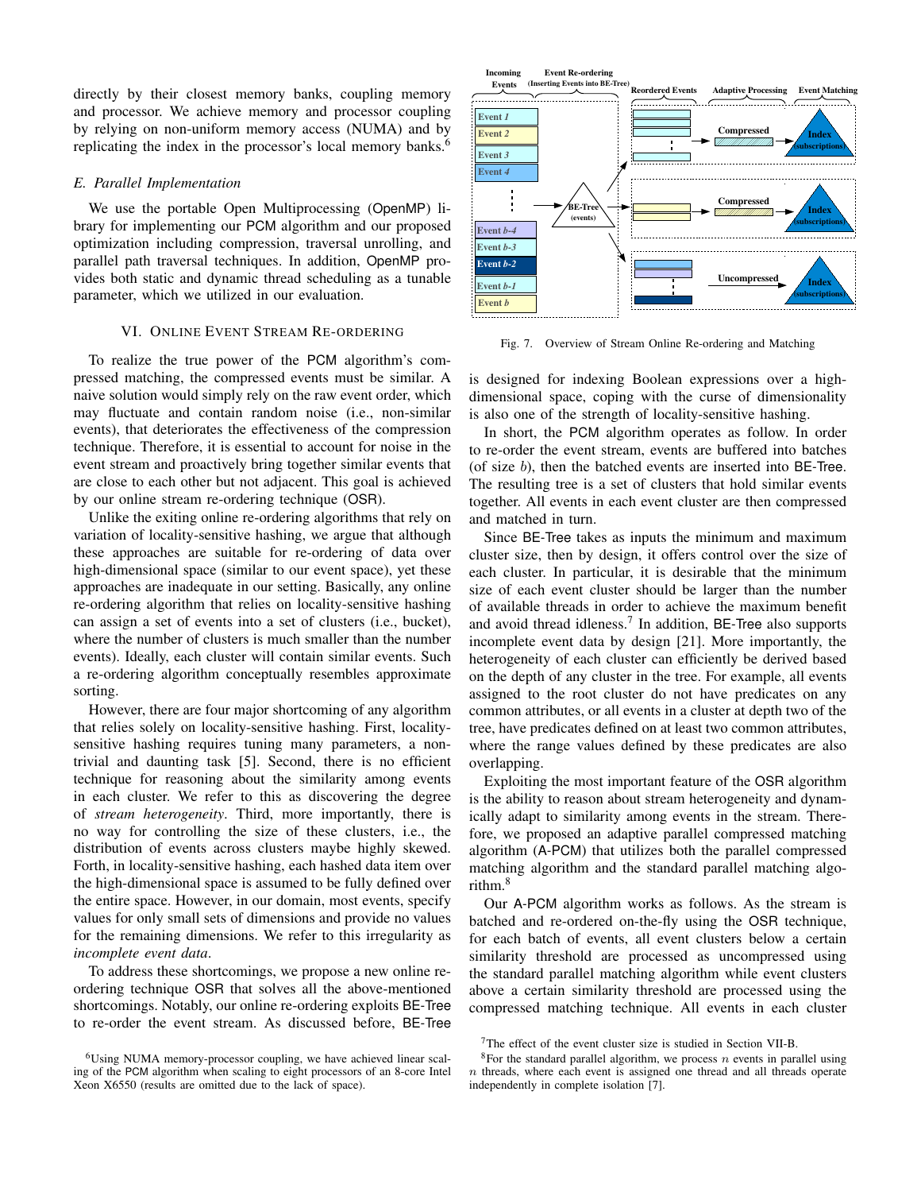directly by their closest memory banks, coupling memory and processor. We achieve memory and processor coupling by relying on non-uniform memory access (NUMA) and by replicating the index in the processor's local memory banks.[6]

### E. Parallel Implementation

We use the portable Open Multiprocessing (OpenMP) library for implementing our PCM algorithm and our proposed optimization including compression, traversal unrolling, and parallel path traversal techniques. In addition, OpenMP provides both static and dynamic thread scheduling as a tunable parameter, which we utilized in our evaluation.

## VI. Online Event Stream Re-ordering

To realize the true power of the PCM algorithm's compressed matching, the compressed events must be similar. A naive solution would simply rely on the raw event order, which may fluctuate and contain random noise (i.e., non-similar events), that deteriorates the effectiveness of the compression technique. Therefore, it is essential to account for noise in the event stream and proactively bring together similar events that are close to each other but not adjacent. This goal is achieved by our online stream re-ordering technique (OSR).

Unlike the exiting online re-ordering algorithms that rely on variation of locality-sensitive hashing, we argue that although these approaches are suitable for re-ordering of data over high-dimensional space (similar to our event space), yet these approaches are inadequate in our setting. Basically, any online re-ordering algorithm that relies on locality-sensitive hashing can assign a set of events into a set of clusters (i.e., bucket), where the number of clusters is much smaller than the number events). Ideally, each cluster will contain similar events. Such a re-ordering algorithm conceptually resembles approximate sorting.

However, there are four major shortcoming of any algorithm that relies solely on locality-sensitive hashing. First, locality-sensitive hashing requires tuning many parameters, a non-trivial and daunting task [5]. Second, there is no efficient technique for reasoning about the similarity among events in each cluster. We refer to this as discovering the degree of *stream heterogeneity*. Third, more importantly, there is no way for controlling the size of these clusters, i.e., the distribution of events across clusters maybe highly skewed. Forth, in locality-sensitive hashing, each hashed data item over the high-dimensional space is assumed to be fully defined over the entire space. However, in our domain, most events, specify values for only small sets of dimensions and provide no values for the remaining dimensions. We refer to this irregularity as *incomplete event data*.

To address these shortcomings, we propose a new online re-ordering technique OSR that solves all the above-mentioned shortcomings. Notably, our online re-ordering exploits BE-Tree to re-order the event stream. As discussed before, BE-Tree is designed for indexing Boolean expressions over a high-dimensional space, coping with the curse of dimensionality is also one of the strength of locality-sensitive hashing.

Incoming Events
Event Re-ordering (Inserting Events into BE-Tree)
Reordered Events
Adaptive Processing
Event Matching
Event 1
Event 2
Event 3
Event 4
Event b-4
Event b-3
Event b-2
Event b-1
Event b
BE-Tree (events)
Compressed
Compressed
Uncompressed
Index (subscriptions)
Index (subscriptions)
Index (subscriptions)

Fig. 7. Overview of Stream Online Re-ordering and Matching

In short, the PCM algorithm operates as follow. In order to re-order the event stream, events are buffered into batches (of size $b$), then the batched events are inserted into BE-Tree. The resulting tree is a set of clusters that hold similar events together. All events in each event cluster are then compressed and matched in turn.

Since BE-Tree takes as inputs the minimum and maximum cluster size, then by design, it offers control over the size of each cluster. In particular, it is desirable that the minimum size of each event cluster should be larger than the number of available threads in order to achieve the maximum benefit and avoid thread idleness.[7] In addition, BE-Tree also supports incomplete event data by design [21]. More importantly, the heterogeneity of each cluster can efficiently be derived based on the depth of any cluster in the tree. For example, all events assigned to the root cluster do not have predicates on any common attributes, or all events in a cluster at depth two of the tree, have predicates defined on at least two common attributes, where the range values defined by these predicates are also overlapping.

Exploiting the most important feature of the OSR algorithm is the ability to reason about stream heterogeneity and dynamically adapt to similarity among events in the stream. Therefore, we proposed an adaptive parallel compressed matching algorithm (A-PCM) that utilizes both the parallel compressed matching algorithm and the standard parallel matching algorithm.[8]

Our A-PCM algorithm works as follows. As the stream is batched and re-ordered on-the-fly using the OSR technique, for each batch of events, all event clusters below a certain similarity threshold are processed as uncompressed using the standard parallel matching algorithm while event clusters above a certain similarity threshold are processed using the compressed matching technique. All events in each cluster

[6] Using NUMA memory-processor coupling, we have achieved linear scaling of the PCM algorithm when scaling to eight processors of an 8-core Intel Xeon X6550 (results are omitted due to the lack of space).

[7] The effect of the event cluster size is studied in Section VII-B.

[8] For the standard parallel algorithm, we process $n$ events in parallel using $n$ threads, where each event is assigned one thread and all threads operate independently in complete isolation [7].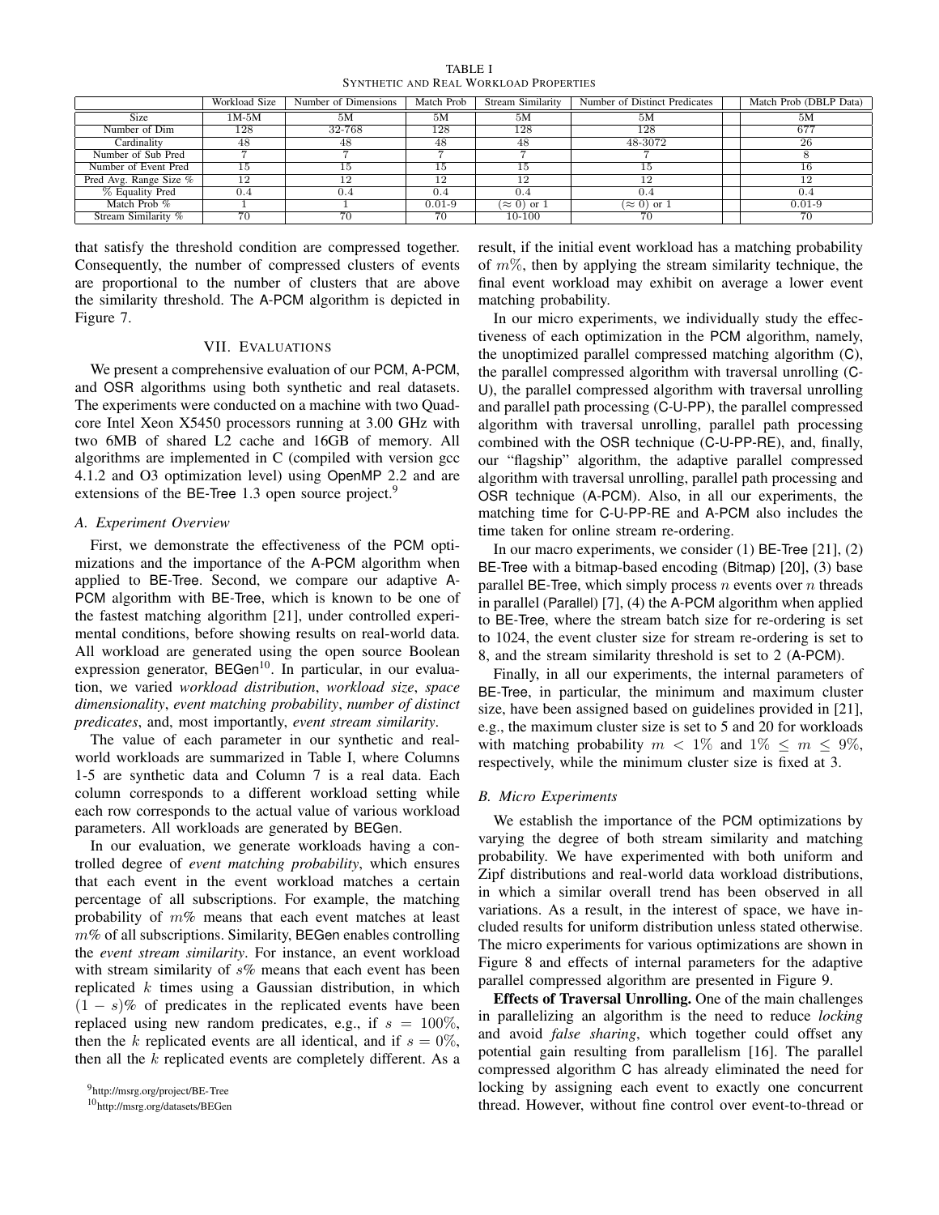TABLE I
SYNTHETIC AND REAL WORKLOAD PROPERTIES

| | Workload Size | Number of Dimensions | Match Prob | Stream Similarity | Number of Distinct Predicates | | Match Prob (DBLP Data) |
|---|---|---|---|---|---|---|---|
| Size | 1M-5M | 5M | 5M | 5M | 5M | | 5M |
| Number of Dim | 128 | 32-768 | 128 | 128 | 128 | | 677 |
| Cardinality | 48 | 48 | 48 | 48 | 48-3072 | | 26 |
| Number of Sub Pred | 7 | 7 | 7 | 7 | 7 | | 8 |
| Number of Event Pred | 15 | 15 | 15 | 15 | 15 | | 16 |
| Pred Avg. Range Size % | 12 | 12 | 12 | 12 | 12 | | 12 |
| % Equality Pred | 0.4 | 0.4 | 0.4 | 0.4 | 0.4 | | 0.4 |
| Match Prob % | 1 | 1 | 0.01-9 | ($\approx$ 0) or 1 | ($\approx$ 0) or 1 | | 0.01-9 |
| Stream Similarity % | 70 | 70 | 70 | 10-100 | 70 | | 70 |

that satisfy the threshold condition are compressed together. Consequently, the number of compressed clusters of events are proportional to the number of clusters that are above the similarity threshold. The A-PCM algorithm is depicted in Figure 7.

## VII. EVALUATIONS

We present a comprehensive evaluation of our PCM, A-PCM, and OSR algorithms using both synthetic and real datasets. The experiments were conducted on a machine with two Quad-core Intel Xeon X5450 processors running at 3.00 GHz with two 6MB of shared L2 cache and 16GB of memory. All algorithms are implemented in C (compiled with version gcc 4.1.2 and O3 optimization level) using OpenMP 2.2 and are extensions of the BE-Tree 1.3 open source project.[9]

### A. Experiment Overview

First, we demonstrate the effectiveness of the PCM optimizations and the importance of the A-PCM algorithm when applied to BE-Tree. Second, we compare our adaptive A-PCM algorithm with BE-Tree, which is known to be one of the fastest matching algorithm [21], under controlled experimental conditions, before showing results on real-world data. All workload are generated using the open source Boolean expression generator, BEGen[10]. In particular, in our evaluation, we varied *workload distribution*, *workload size*, *space dimensionality*, *event matching probability*, *number of distinct predicates*, and, most importantly, *event stream similarity*.

The value of each parameter in our synthetic and real-world workloads are summarized in Table I, where Columns 1-5 are synthetic data and Column 7 is a real data. Each column corresponds to a different workload setting while each row corresponds to the actual value of various workload parameters. All workloads are generated by BEGen.

In our evaluation, we generate workloads having a controlled degree of *event matching probability*, which ensures that each event in the event workload matches a certain percentage of all subscriptions. For example, the matching probability of $m$% means that each event matches at least $m$% of all subscriptions. Similarity, BEGen enables controlling the *event stream similarity*. For instance, an event workload with stream similarity of $s$% means that each event has been replicated $k$ times using a Gaussian distribution, in which $(1 - s)$% of predicates in the replicated events have been replaced using new random predicates, e.g., if $s = 100\%$, then the $k$ replicated events are all identical, and if $s = 0\%$, then all the $k$ replicated events are completely different. As a result, if the initial event workload has a matching probability of $m$%, then by applying the stream similarity technique, the final event workload may exhibit on average a lower event matching probability.

In our micro experiments, we individually study the effectiveness of each optimization in the PCM algorithm, namely, the unoptimized parallel compressed matching algorithm (C), the parallel compressed algorithm with traversal unrolling (C-U), the parallel compressed algorithm with traversal unrolling and parallel path processing (C-U-PP), the parallel compressed algorithm with traversal unrolling, parallel path processing combined with the OSR technique (C-U-PP-RE), and, finally, our "flagship" algorithm, the adaptive parallel compressed algorithm with traversal unrolling, parallel path processing and OSR technique (A-PCM). Also, in all our experiments, the matching time for C-U-PP-RE and A-PCM also includes the time taken for online stream re-ordering.

In our macro experiments, we consider (1) BE-Tree [21], (2) BE-Tree with a bitmap-based encoding (Bitmap) [20], (3) base parallel BE-Tree, which simply process $n$ events over $n$ threads in parallel (Parallel) [7], (4) the A-PCM algorithm when applied to BE-Tree, where the stream batch size for re-ordering is set to 1024, the event cluster size for stream re-ordering is set to 8, and the stream similarity threshold is set to 2 (A-PCM).

Finally, in all our experiments, the internal parameters of BE-Tree, in particular, the minimum and maximum cluster size, have been assigned based on guidelines provided in [21], e.g., the maximum cluster size is set to 5 and 20 for workloads with matching probability $m < 1\%$ and $1\% \leq m \leq 9\%$, respectively, while the minimum cluster size is fixed at 3.

### B. Micro Experiments

We establish the importance of the PCM optimizations by varying the degree of both stream similarity and matching probability. We have experimented with both uniform and Zipf distributions and real-world data workload distributions, in which a similar overall trend has been observed in all variations. As a result, in the interest of space, we have included results for uniform distribution unless stated otherwise. The micro experiments for various optimizations are shown in Figure 8 and effects of internal parameters for the adaptive parallel compressed algorithm are presented in Figure 9.

**Effects of Traversal Unrolling.** One of the main challenges in parallelizing an algorithm is the need to reduce *locking* and avoid *false sharing*, which together could offset any potential gain resulting from parallelism [16]. The parallel compressed algorithm C has already eliminated the need for locking by assigning each event to exactly one concurrent thread. However, without fine control over event-to-thread or

[9]http://msrg.org/project/BE-Tree

[10]http://msrg.org/datasets/BEGen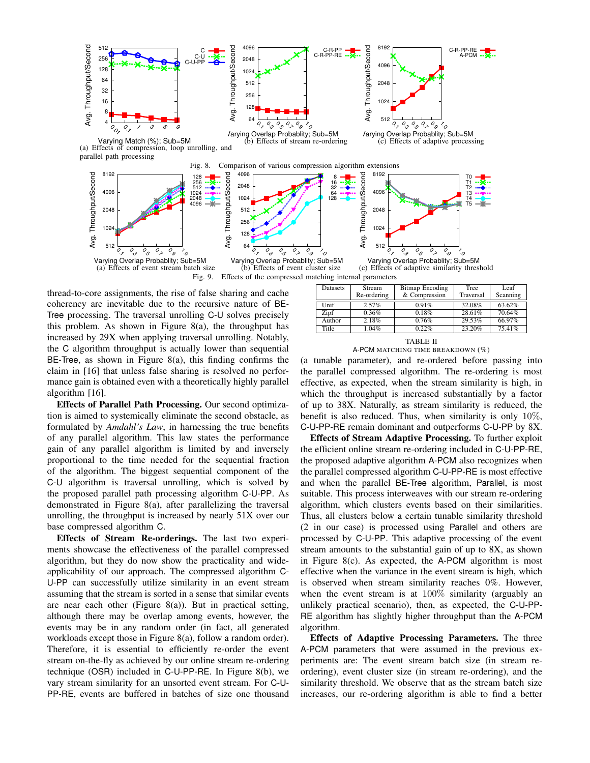Fig. 8. Comparison of various compression algorithm extensions

(a) Effects of compression, loop unrolling, and parallel path processing

(b) Effects of stream re-ordering

(c) Effects of adaptive processing

Fig. 9. Effects of the compressed matching internal parameters

(a) Effects of event stream batch size

(b) Effects of event cluster size

(c) Effects of adaptive similarity threshold

thread-to-core assignments, the rise of false sharing and cache coherency are inevitable due to the recursive nature of BE-Tree processing. The traversal unrolling C-U solves precisely this problem. As shown in Figure 8(a), the throughput has increased by 29X when applying traversal unrolling. Notably, the C algorithm throughput is actually lower than sequential BE-Tree, as shown in Figure 8(a), this finding confirms the claim in [16] that unless false sharing is resolved no performance gain is obtained even with a theoretically highly parallel algorithm [16].

**Effects of Parallel Path Processing.** Our second optimization is aimed to systemically eliminate the second obstacle, as formulated by *Amdahl's Law*, in harnessing the true benefits of any parallel algorithm. This law states the performance gain of any parallel algorithm is limited by and inversely proportional to the time needed for the sequential fraction of the algorithm. The biggest sequential component of the C-U algorithm is traversal unrolling, which is solved by the proposed parallel path processing algorithm C-U-PP. As demonstrated in Figure 8(a), after parallelizing the traversal unrolling, the throughput is increased by nearly 51X over our base compressed algorithm C.

**Effects of Stream Re-orderings.** The last two experiments showcase the effectiveness of the parallel compressed algorithm, but they do now show the practicality and wide-applicability of our approach. The compressed algorithm C-U-PP can successfully utilize similarity in an event stream assuming that the stream is sorted in a sense that similar events are near each other (Figure 8(a)). But in practical setting, although there may be overlap among events, however, the events may be in any random order (in fact, all generated workloads except those in Figure 8(a), follow a random order). Therefore, it is essential to efficiently re-order the event stream on-the-fly as achieved by our online stream re-ordering technique (OSR) included in C-U-PP-RE. In Figure 8(b), we vary stream similarity for an unsorted event stream. For C-U-PP-RE, events are buffered in batches of size one thousand

| Datasets | Stream Re-ordering | Bitmap Encoding & Compression | Tree Traversal | Leaf Scanning |
|---|---|---|---|---|
| Unif | 2.57% | 0.91% | 32.08% | 63.62% |
| Zipf | 0.36% | 0.18% | 28.61% | 70.64% |
| Author | 2.18% | 0.76% | 29.53% | 66.97% |
| Title | 1.04% | 0.22% | 23.20% | 75.41% |

TABLE II
A-PCM MATCHING TIME BREAKDOWN (%)

(a tunable parameter), and re-ordered before passing into the parallel compressed algorithm. The re-ordering is most effective, as expected, when the stream similarity is high, in which the throughput is increased substantially by a factor of up to 38X. Naturally, as stream similarity is reduced, the benefit is also reduced. Thus, when similarity is only $10\%$, C-U-PP-RE remain dominant and outperforms C-U-PP by 8X.

**Effects of Stream Adaptive Processing.** To further exploit the efficient online stream re-ordering included in C-U-PP-RE, the proposed adaptive algorithm A-PCM also recognizes when the parallel compressed algorithm C-U-PP-RE is most effective and when the parallel BE-Tree algorithm, Parallel, is most suitable. This process interweaves with our stream re-ordering algorithm, which clusters events based on their similarities. Thus, all clusters below a certain tunable similarity threshold (2 in our case) is processed using Parallel and others are processed by C-U-PP. This adaptive processing of the event stream amounts to the substantial gain of up to 8X, as shown in Figure 8(c). As expected, the A-PCM algorithm is most effective when the variance in the event stream is high, which is observed when stream similarity reaches 0%. However, when the event stream is at $100\%$ similarity (arguably an unlikely practical scenario), then, as expected, the C-U-PP-RE algorithm has slightly higher throughput than the A-PCM algorithm.

**Effects of Adaptive Processing Parameters.** The three A-PCM parameters that were assumed in the previous experiments are: The event stream batch size (in stream re-ordering), event cluster size (in stream re-ordering), and the similarity threshold. We observe that as the stream batch size increases, our re-ordering algorithm is able to find a better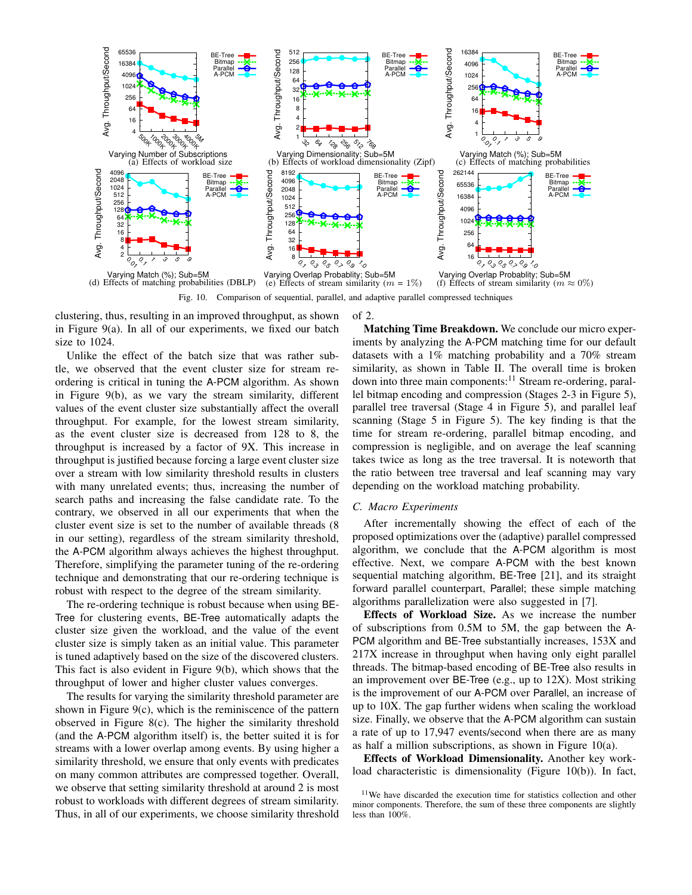Fig. 10. Comparison of sequential, parallel, and adaptive parallel compressed techniques

clustering, thus, resulting in an improved throughput, as shown in Figure 9(a). In all of our experiments, we fixed our batch size to 1024.

Unlike the effect of the batch size that was rather subtle, we observed that the event cluster size for stream re-ordering is critical in tuning the A-PCM algorithm. As shown in Figure 9(b), as we vary the stream similarity, different values of the event cluster size substantially affect the overall throughput. For example, for the lowest stream similarity, as the event cluster size is decreased from 128 to 8, the throughput is increased by a factor of 9X. This increase in throughput is justified because forcing a large event cluster size over a stream with low similarity threshold results in clusters with many unrelated events; thus, increasing the number of search paths and increasing the false candidate rate. To the contrary, we observed in all our experiments that when the cluster event size is set to the number of available threads (8 in our setting), regardless of the stream similarity threshold, the A-PCM algorithm always achieves the highest throughput. Therefore, simplifying the parameter tuning of the re-ordering technique and demonstrating that our re-ordering technique is robust with respect to the degree of the stream similarity.

The re-ordering technique is robust because when using BE-Tree for clustering events, BE-Tree automatically adapts the cluster size given the workload, and the value of the event cluster size is simply taken as an initial value. This parameter is tuned adaptively based on the size of the discovered clusters. This fact is also evident in Figure 9(b), which shows that the throughput of lower and higher cluster values converges.

The results for varying the similarity threshold parameter are shown in Figure 9(c), which is the reminiscence of the pattern observed in Figure 8(c). The higher the similarity threshold (and the A-PCM algorithm itself) is, the better suited it is for streams with a lower overlap among events. By using higher a similarity threshold, we ensure that only events with predicates on many common attributes are compressed together. Overall, we observe that setting similarity threshold at around 2 is most robust to workloads with different degrees of stream similarity. Thus, in all of our experiments, we choose similarity threshold of 2.

**Matching Time Breakdown.** We conclude our micro experiments by analyzing the A-PCM matching time for our default datasets with a 1% matching probability and a 70% stream similarity, as shown in Table II. The overall time is broken down into three main components:[11] Stream re-ordering, parallel bitmap encoding and compression (Stages 2-3 in Figure 5), parallel tree traversal (Stage 4 in Figure 5), and parallel leaf scanning (Stage 5 in Figure 5). The key finding is that the time for stream re-ordering, parallel bitmap encoding, and compression is negligible, and on average the leaf scanning takes twice as long as the tree traversal. It is noteworth that the ratio between tree traversal and leaf scanning may vary depending on the workload matching probability.

### C. Macro Experiments

After incrementally showing the effect of each of the proposed optimizations over the (adaptive) parallel compressed algorithm, we conclude that the A-PCM algorithm is most effective. Next, we compare A-PCM with the best known sequential matching algorithm, BE-Tree [21], and its straight forward parallel counterpart, Parallel; these simple matching algorithms parallelization were also suggested in [7].

**Effects of Workload Size.** As we increase the number of subscriptions from 0.5M to 5M, the gap between the A-PCM algorithm and BE-Tree substantially increases, 153X and 217X increase in throughput when having only eight parallel threads. The bitmap-based encoding of BE-Tree also results in an improvement over BE-Tree (e.g., up to 12X). Most striking is the improvement of our A-PCM over Parallel, an increase of up to 10X. The gap further widens when scaling the workload size. Finally, we observe that the A-PCM algorithm can sustain a rate of up to 17,947 events/second when there are as many as half a million subscriptions, as shown in Figure 10(a).

**Effects of Workload Dimensionality.** Another key workload characteristic is dimensionality (Figure 10(b)). In fact,

[11] We have discarded the execution time for statistics collection and other minor components. Therefore, the sum of these three components are slightly less than 100%.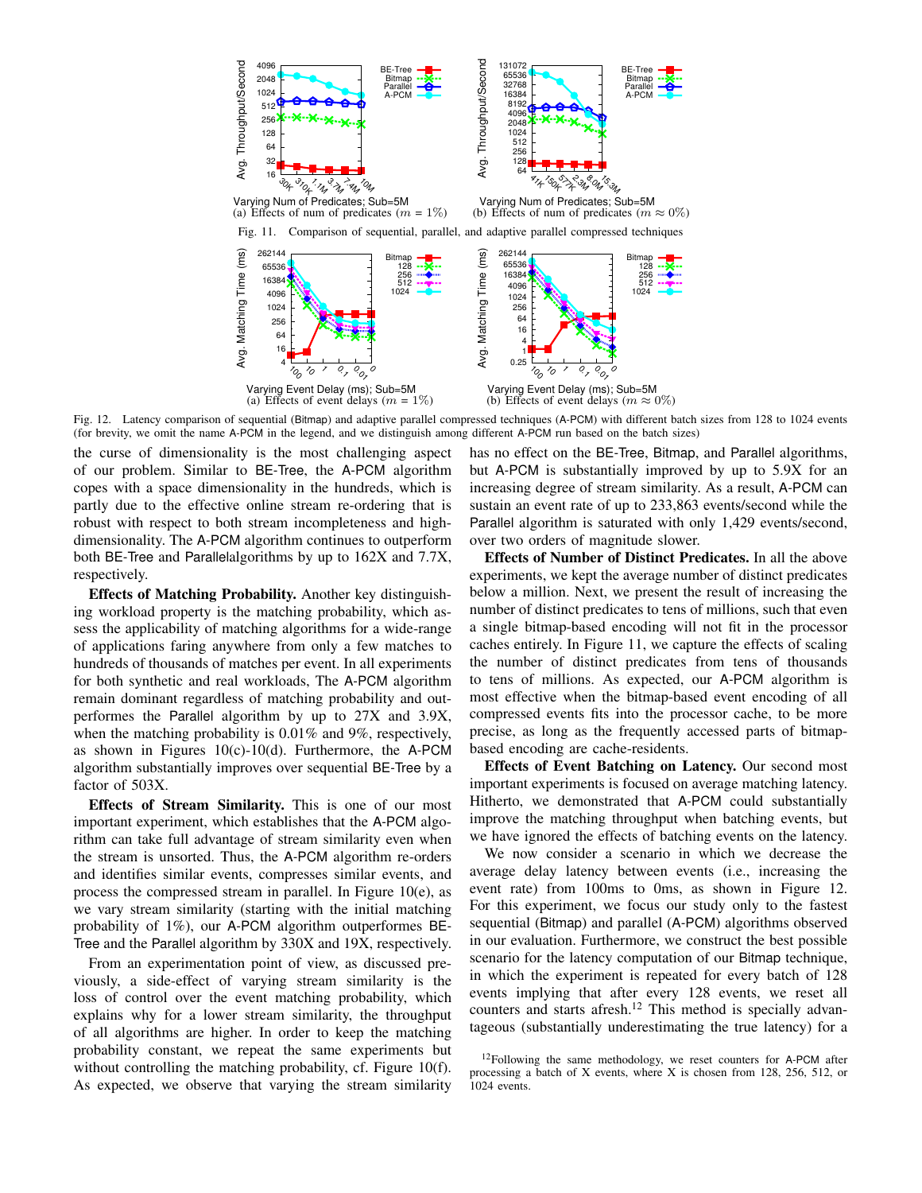Fig. 11. Comparison of sequential, parallel, and adaptive parallel compressed techniques

(a) Effects of num of predicates ($m$ = 1%)

(b) Effects of num of predicates ($m \approx 0\%$)

Fig. 12. Latency comparison of sequential (Bitmap) and adaptive parallel compressed techniques (A-PCM) with different batch sizes from 128 to 1024 events (for brevity, we omit the name A-PCM in the legend, and we distinguish among different A-PCM run based on the batch sizes)

(a) Effects of event delays ($m$ = 1%)

(b) Effects of event delays ($m \approx 0\%$)

the curse of dimensionality is the most challenging aspect of our problem. Similar to BE-Tree, the A-PCM algorithm copes with a space dimensionality in the hundreds, which is partly due to the effective online stream re-ordering that is robust with respect to both stream incompleteness and high-dimensionality. The A-PCM algorithm continues to outperform both BE-Tree and Parallelalgorithms by up to 162X and 7.7X, respectively.

**Effects of Matching Probability.** Another key distinguishing workload property is the matching probability, which assess the applicability of matching algorithms for a wide-range of applications faring anywhere from only a few matches to hundreds of thousands of matches per event. In all experiments for both synthetic and real workloads, The A-PCM algorithm remain dominant regardless of matching probability and outperformes the Parallel algorithm by up to 27X and 3.9X, when the matching probability is 0.01% and 9%, respectively, as shown in Figures 10(c)-10(d). Furthermore, the A-PCM algorithm substantially improves over sequential BE-Tree by a factor of 503X.

**Effects of Stream Similarity.** This is one of our most important experiment, which establishes that the A-PCM algorithm can take full advantage of stream similarity even when the stream is unsorted. Thus, the A-PCM algorithm re-orders and identifies similar events, compresses similar events, and process the compressed stream in parallel. In Figure 10(e), as we vary stream similarity (starting with the initial matching probability of 1%), our A-PCM algorithm outperformes BE-Tree and the Parallel algorithm by 330X and 19X, respectively.

From an experimentation point of view, as discussed previously, a side-effect of varying stream similarity is the loss of control over the event matching probability, which explains why for a lower stream similarity, the throughput of all algorithms are higher. In order to keep the matching probability constant, we repeat the same experiments but without controlling the matching probability, cf. Figure 10(f). As expected, we observe that varying the stream similarity has no effect on the BE-Tree, Bitmap, and Parallel algorithms, but A-PCM is substantially improved by up to 5.9X for an increasing degree of stream similarity. As a result, A-PCM can sustain an event rate of up to 233,863 events/second while the Parallel algorithm is saturated with only 1,429 events/second, over two orders of magnitude slower.

**Effects of Number of Distinct Predicates.** In all the above experiments, we kept the average number of distinct predicates below a million. Next, we present the result of increasing the number of distinct predicates to tens of millions, such that even a single bitmap-based encoding will not fit in the processor caches entirely. In Figure 11, we capture the effects of scaling the number of distinct predicates from tens of thousands to tens of millions. As expected, our A-PCM algorithm is most effective when the bitmap-based event encoding of all compressed events fits into the processor cache, to be more precise, as long as the frequently accessed parts of bitmap-based encoding are cache-residents.

**Effects of Event Batching on Latency.** Our second most important experiments is focused on average matching latency. Hitherto, we demonstrated that A-PCM could substantially improve the matching throughput when batching events, but we have ignored the effects of batching events on the latency.

We now consider a scenario in which we decrease the average delay latency between events (i.e., increasing the event rate) from 100ms to 0ms, as shown in Figure 12. For this experiment, we focus our study only to the fastest sequential (Bitmap) and parallel (A-PCM) algorithms observed in our evaluation. Furthermore, we construct the best possible scenario for the latency computation of our Bitmap technique, in which the experiment is repeated for every batch of 128 events implying that after every 128 events, we reset all counters and starts afresh.[12] This method is specially advantageous (substantially underestimating the true latency) for a

[12] Following the same methodology, we reset counters for A-PCM after processing a batch of X events, where X is chosen from 128, 256, 512, or 1024 events.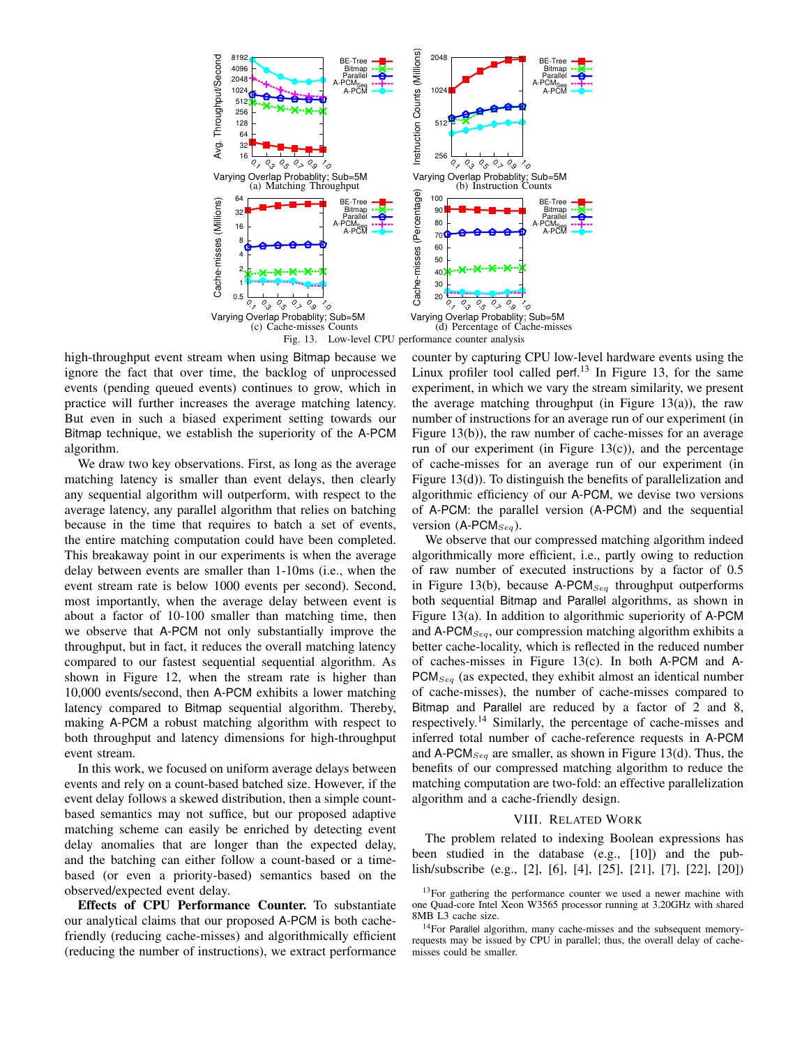Fig. 13. Low-level CPU performance counter analysis

high-throughput event stream when using Bitmap because we ignore the fact that over time, the backlog of unprocessed events (pending queued events) continues to grow, which in practice will further increases the average matching latency. But even in such a biased experiment setting towards our Bitmap technique, we establish the superiority of the A-PCM algorithm.

We draw two key observations. First, as long as the average matching latency is smaller than event delays, then clearly any sequential algorithm will outperform, with respect to the average latency, any parallel algorithm that relies on batching because in the time that requires to batch a set of events, the entire matching computation could have been completed. This breakaway point in our experiments is when the average delay between events are smaller than 1-10ms (i.e., when the event stream rate is below 1000 events per second). Second, most importantly, when the average delay between event is about a factor of 10-100 smaller than matching time, then we observe that A-PCM not only substantially improve the throughput, but in fact, it reduces the overall matching latency compared to our fastest sequential sequential algorithm. As shown in Figure 12, when the stream rate is higher than 10,000 events/second, then A-PCM exhibits a lower matching latency compared to Bitmap sequential algorithm. Thereby, making A-PCM a robust matching algorithm with respect to both throughput and latency dimensions for high-throughput event stream.

In this work, we focused on uniform average delays between events and rely on a count-based batched size. However, if the event delay follows a skewed distribution, then a simple count-based semantics may not suffice, but our proposed adaptive matching scheme can easily be enriched by detecting event delay anomalies that are longer than the expected delay, and the batching can either follow a count-based or a time-based (or even a priority-based) semantics based on the observed/expected event delay.

**Effects of CPU Performance Counter.** To substantiate our analytical claims that our proposed A-PCM is both cache-friendly (reducing cache-misses) and algorithmically efficient (reducing the number of instructions), we extract performance counter by capturing CPU low-level hardware events using the Linux profiler tool called perf.[13] In Figure 13, for the same experiment, in which we vary the stream similarity, we present the average matching throughput (in Figure 13(a)), the raw number of instructions for an average run of our experiment (in Figure 13(b)), the raw number of cache-misses for an average run of our experiment (in Figure 13(c)), and the percentage of cache-misses for an average run of our experiment (in Figure 13(d)). To distinguish the benefits of parallelization and algorithmic efficiency of our A-PCM, we devise two versions of A-PCM: the parallel version (A-PCM) and the sequential version (A-PCM$_{Seq}$).

We observe that our compressed matching algorithm indeed algorithmically more efficient, i.e., partly owing to reduction of raw number of executed instructions by a factor of 0.5 in Figure 13(b), because A-PCM$_{Seq}$ throughput outperforms both sequential Bitmap and Parallel algorithms, as shown in Figure 13(a). In addition to algorithmic superiority of A-PCM and A-PCM$_{Seq}$, our compression matching algorithm exhibits a better cache-locality, which is reflected in the reduced number of caches-misses in Figure 13(c). In both A-PCM and A-PCM$_{Seq}$ (as expected, they exhibit almost an identical number of cache-misses), the number of cache-misses compared to Bitmap and Parallel are reduced by a factor of 2 and 8, respectively.[14] Similarly, the percentage of cache-misses and inferred total number of cache-reference requests in A-PCM and A-PCM$_{Seq}$ are smaller, as shown in Figure 13(d). Thus, the benefits of our compressed matching algorithm to reduce the matching computation are two-fold: an effective parallelization algorithm and a cache-friendly design.

## VIII. Related Work

The problem related to indexing Boolean expressions has been studied in the database (e.g., [10]) and the publish/subscribe (e.g., [2], [6], [4], [25], [21], [7], [22], [20])

[13]For gathering the performance counter we used a newer machine with one Quad-core Intel Xeon W3565 processor running at 3.20GHz with shared 8MB L3 cache size.

[14]For Parallel algorithm, many cache-misses and the subsequent memory-requests may be issued by CPU in parallel; thus, the overall delay of cache-misses could be smaller.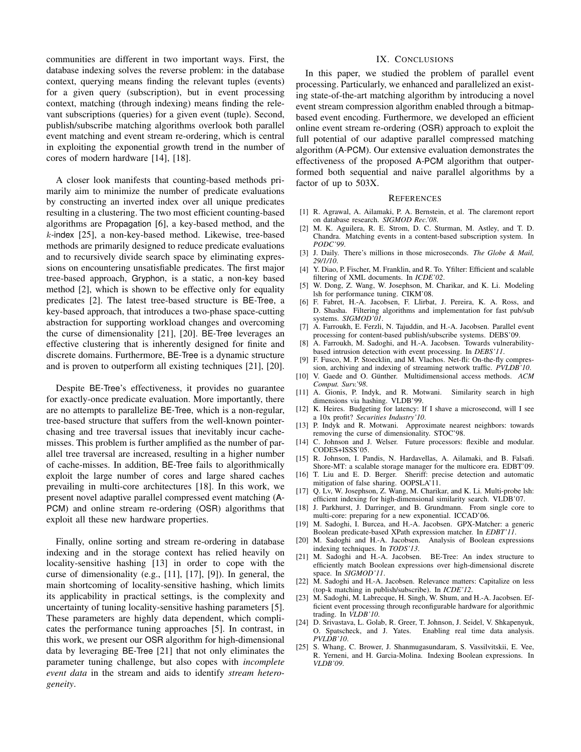communities are different in two important ways. First, the database indexing solves the reverse problem: in the database context, querying means finding the relevant tuples (events) for a given query (subscription), but in event processing context, matching (through indexing) means finding the relevant subscriptions (queries) for a given event (tuple). Second, publish/subscribe matching algorithms overlook both parallel event matching and event stream re-ordering, which is central in exploiting the exponential growth trend in the number of cores of modern hardware [14], [18].

A closer look manifests that counting-based methods primarily aim to minimize the number of predicate evaluations by constructing an inverted index over all unique predicates resulting in a clustering. The two most efficient counting-based algorithms are Propagation [6], a key-based method, and the $k$-index [25], a non-key-based method. Likewise, tree-based methods are primarily designed to reduce predicate evaluations and to recursively divide search space by eliminating expressions on encountering unsatisfiable predicates. The first major tree-based approach, Gryphon, is a static, a non-key based method [2], which is shown to be effective only for equality predicates [2]. The latest tree-based structure is BE-Tree, a key-based approach, that introduces a two-phase space-cutting abstraction for supporting workload changes and overcoming the curse of dimensionality [21], [20]. BE-Tree leverages an effective clustering that is inherently designed for finite and discrete domains. Furthermore, BE-Tree is a dynamic structure and is proven to outperform all existing techniques [21], [20].

Despite BE-Tree's effectiveness, it provides no guarantee for exactly-once predicate evaluation. More importantly, there are no attempts to parallelize BE-Tree, which is a non-regular, tree-based structure that suffers from the well-known pointer-chasing and tree traversal issues that inevitably incur cache-misses. This problem is further amplified as the number of parallel tree traversal are increased, resulting in a higher number of cache-misses. In addition, BE-Tree fails to algorithmically exploit the large number of cores and large shared caches prevailing in multi-core architectures [18]. In this work, we present novel adaptive parallel compressed event matching (A-PCM) and online stream re-ordering (OSR) algorithms that exploit all these new hardware properties.

Finally, online sorting and stream re-ordering in database indexing and in the storage context has relied heavily on locality-sensitive hashing [13] in order to cope with the curse of dimensionality (e.g., [11], [17], [9]). In general, the main shortcoming of locality-sensitive hashing, which limits its applicability in practical settings, is the complexity and uncertainty of tuning locality-sensitive hashing parameters [5]. These parameters are highly data dependent, which complicates the performance tuning approaches [5]. In contrast, in this work, we present our OSR algorithm for high-dimensional data by leveraging BE-Tree [21] that not only eliminates the parameter tuning challenge, but also copes with *incomplete event data* in the stream and aids to identify *stream heterogeneity*.

# IX. Conclusions

In this paper, we studied the problem of parallel event processing. Particularly, we enhanced and parallelized an existing state-of-the-art matching algorithm by introducing a novel event stream compression algorithm enabled through a bitmap-based event encoding. Furthermore, we developed an efficient online event stream re-ordering (OSR) approach to exploit the full potential of our adaptive parallel compressed matching algorithm (A-PCM). Our extensive evaluation demonstrates the effectiveness of the proposed A-PCM algorithm that outperformed both sequential and naive parallel algorithms by a factor of up to 503X.

# References

[1] R. Agrawal, A. Ailamaki, P. A. Bernstein, et al. The claremont report on database research. *SIGMOD Rec.'08*.

[2] M. K. Aguilera, R. E. Strom, D. C. Sturman, M. Astley, and T. D. Chandra. Matching events in a content-based subscription system. In *PODC'99*.

[3] J. Daily. There's millions in those microseconds. *The Globe & Mail, 29/1/10*.

[4] Y. Diao, P. Fischer, M. Franklin, and R. To. Yfilter: Efficient and scalable filtering of XML documents. In *ICDE'02*.

[5] W. Dong, Z. Wang, W. Josephson, M. Charikar, and K. Li. Modeling lsh for performance tuning. CIKM'08.

[6] F. Fabret, H.-A. Jacobsen, F. Llirbat, J. Pereira, K. A. Ross, and D. Shasha. Filtering algorithms and implementation for fast pub/sub systems. *SIGMOD'01*.

[7] A. Farroukh, E. Ferzli, N. Tajuddin, and H.-A. Jacobsen. Parallel event processing for content-based publish/subscribe systems. DEBS'09.

[8] A. Farroukh, M. Sadoghi, and H.-A. Jacobsen. Towards vulnerability-based intrusion detection with event processing. In *DEBS'11*.

[9] F. Fusco, M. P. Stoecklin, and M. Vlachos. Net-fli: On-the-fly compression, archiving and indexing of streaming network traffic. *PVLDB'10*.

[10] V. Gaede and O. Günther. Multidimensional access methods. *ACM Comput. Surv.'98*.

[11] A. Gionis, P. Indyk, and R. Motwani. Similarity search in high dimensions via hashing. VLDB'99.

[12] K. Heires. Budgeting for latency: If I shave a microsecond, will I see a 10x profit? *Securities Industry'10*.

[13] P. Indyk and R. Motwani. Approximate nearest neighbors: towards removing the curse of dimensionality. STOC'98.

[14] C. Johnson and J. Welser. Future processors: flexible and modular. CODES+ISSS'05.

[15] R. Johnson, I. Pandis, N. Hardavellas, A. Ailamaki, and B. Falsafi. Shore-MT: a scalable storage manager for the multicore era. EDBT'09.

[16] T. Liu and E. D. Berger. Sheriff: precise detection and automatic mitigation of false sharing. OOPSLA'11.

[17] Q. Lv, W. Josephson, Z. Wang, M. Charikar, and K. Li. Multi-probe lsh: efficient indexing for high-dimensional similarity search. VLDB'07.

[18] J. Parkhurst, J. Darringer, and B. Grundmann. From single core to multi-core: preparing for a new exponential. ICCAD'06.

[19] M. Sadoghi, I. Burcea, and H.-A. Jacobsen. GPX-Matcher: a generic Boolean predicate-based XPath expression matcher. In *EDBT'11*.

[20] M. Sadoghi and H.-A. Jacobsen. Analysis of Boolean expressions indexing techniques. In *TODS'13*.

[21] M. Sadoghi and H.-A. Jacobsen. BE-Tree: An index structure to efficiently match Boolean expressions over high-dimensional discrete space. In *SIGMOD'11*.

[22] M. Sadoghi and H.-A. Jacobsen. Relevance matters: Capitalize on less (top-k matching in publish/subscribe). In *ICDE'12*.

[23] M. Sadoghi, M. Labrecque, H. Singh, W. Shum, and H.-A. Jacobsen. Efficient event processing through reconfigurable hardware for algorithmic trading. In *VLDB'10*.

[24] D. Srivastava, L. Golab, R. Greer, T. Johnson, J. Seidel, V. Shkapenyuk, O. Spatscheck, and J. Yates. Enabling real time data analysis. *PVLDB'10*.

[25] S. Whang, C. Brower, J. Shanmugasundaram, S. Vassilvitskii, E. Vee, R. Yerneni, and H. Garcia-Molina. Indexing Boolean expressions. In *VLDB'09*.